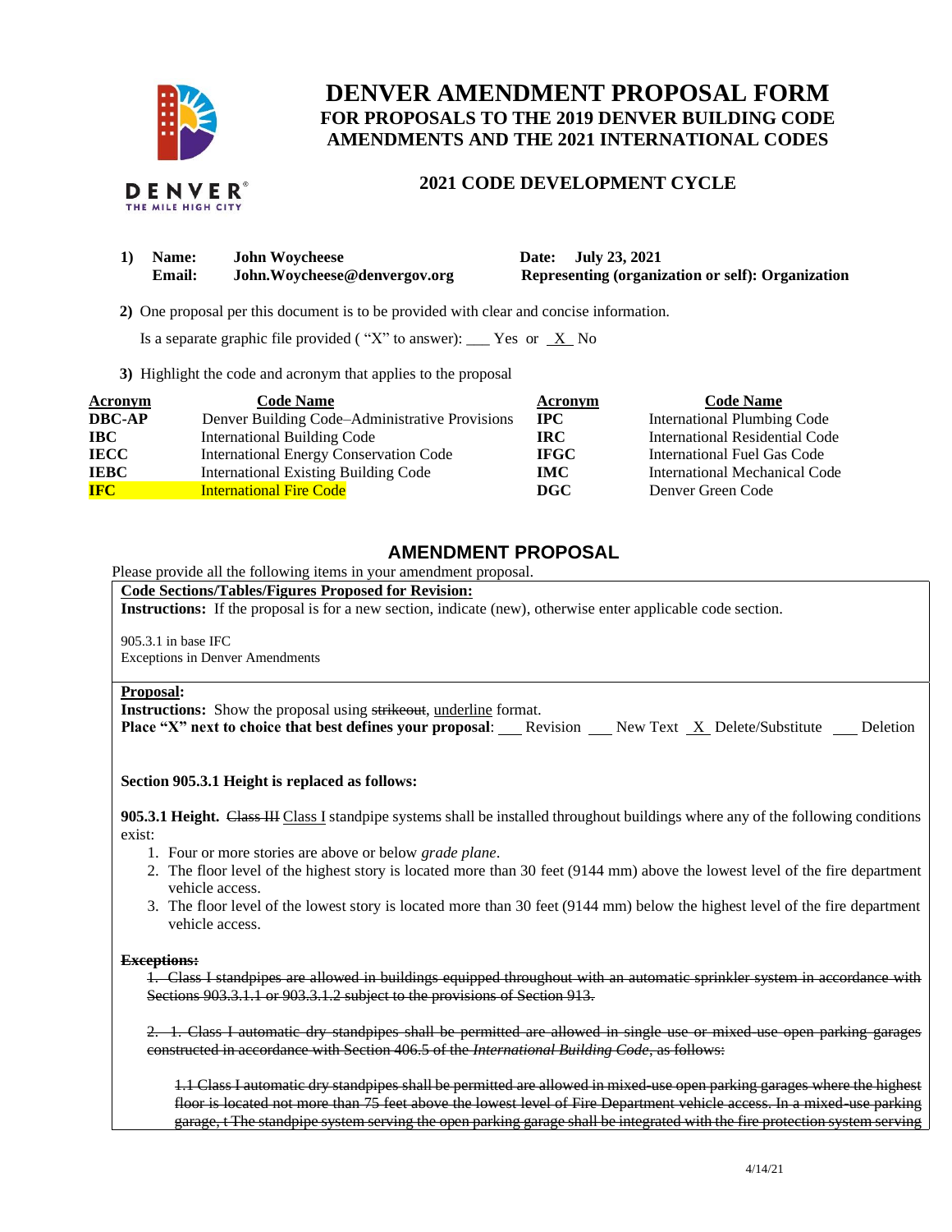# DENVER AMENDMENT PROPOSAL FORM

## FOR PROPOSALS TO THE 2019 DENVER BUILDING CODE AMENDMENTS AND THE 2021 INTERNATIONAL CODES

### 2021 CODE DEVELOPMENT CYCLE

**1) Name:** **John Woycheese** **Date:** **July 23, 2021**
**Email:** **John.Woycheese@denvergov.org** **Representing (organization or self): Organization**

**2)** One proposal per this document is to be provided with clear and concise information.

Is a separate graphic file provided ( "X" to answer): ___ Yes or _X_ No

**3)** Highlight the code and acronym that applies to the proposal

| Acronym | Code Name | Acronym | Code Name |
|---|---|---|---|
| **DBC-AP** | Denver Building Code–Administrative Provisions | **IPC** | International Plumbing Code |
| **IBC** | International Building Code | **IRC** | International Residential Code |
| **IECC** | International Energy Conservation Code | **IFGC** | International Fuel Gas Code |
| **IEBC** | International Existing Building Code | **IMC** | International Mechanical Code |
| **IFC** | International Fire Code | **DGC** | Denver Green Code |

## AMENDMENT PROPOSAL

Please provide all the following items in your amendment proposal.

**Code Sections/Tables/Figures Proposed for Revision:**
**Instructions:** If the proposal is for a new section, indicate (new), otherwise enter applicable code section.

905.3.1 in base IFC
Exceptions in Denver Amendments

**Proposal:**
**Instructions:** Show the proposal using ~~strikeout~~, <u>underline</u> format.
**Place "X" next to choice that best defines your proposal**: ___ Revision ___ New Text _X_ Delete/Substitute ___ Deletion

**Section 905.3.1 Height is replaced as follows:**

**905.3.1 Height.** ~~Class III~~ <u>Class I</u> standpipe systems shall be installed throughout buildings where any of the following conditions exist:

1. Four or more stories are above or below *grade plane*.
2. The floor level of the highest story is located more than 30 feet (9144 mm) above the lowest level of the fire department vehicle access.
3. The floor level of the lowest story is located more than 30 feet (9144 mm) below the highest level of the fire department vehicle access.

~~**Exceptions:**~~

~~1. Class I standpipes are allowed in buildings equipped throughout with an automatic sprinkler system in accordance with Sections 903.3.1.1 or 903.3.1.2 subject to the provisions of Section 913.~~

~~2. 1. Class I automatic dry standpipes shall be permitted are allowed in single use or mixed-use open parking garages constructed in accordance with Section 406.5 of the *International Building Code*, as follows:~~

~~1.1 Class I automatic dry standpipes shall be permitted are allowed in mixed-use open parking garages where the highest floor is located not more than 75 feet above the lowest level of Fire Department vehicle access. In a mixed-use parking garage, t The standpipe system serving the open parking garage shall be integrated with the fire protection system serving~~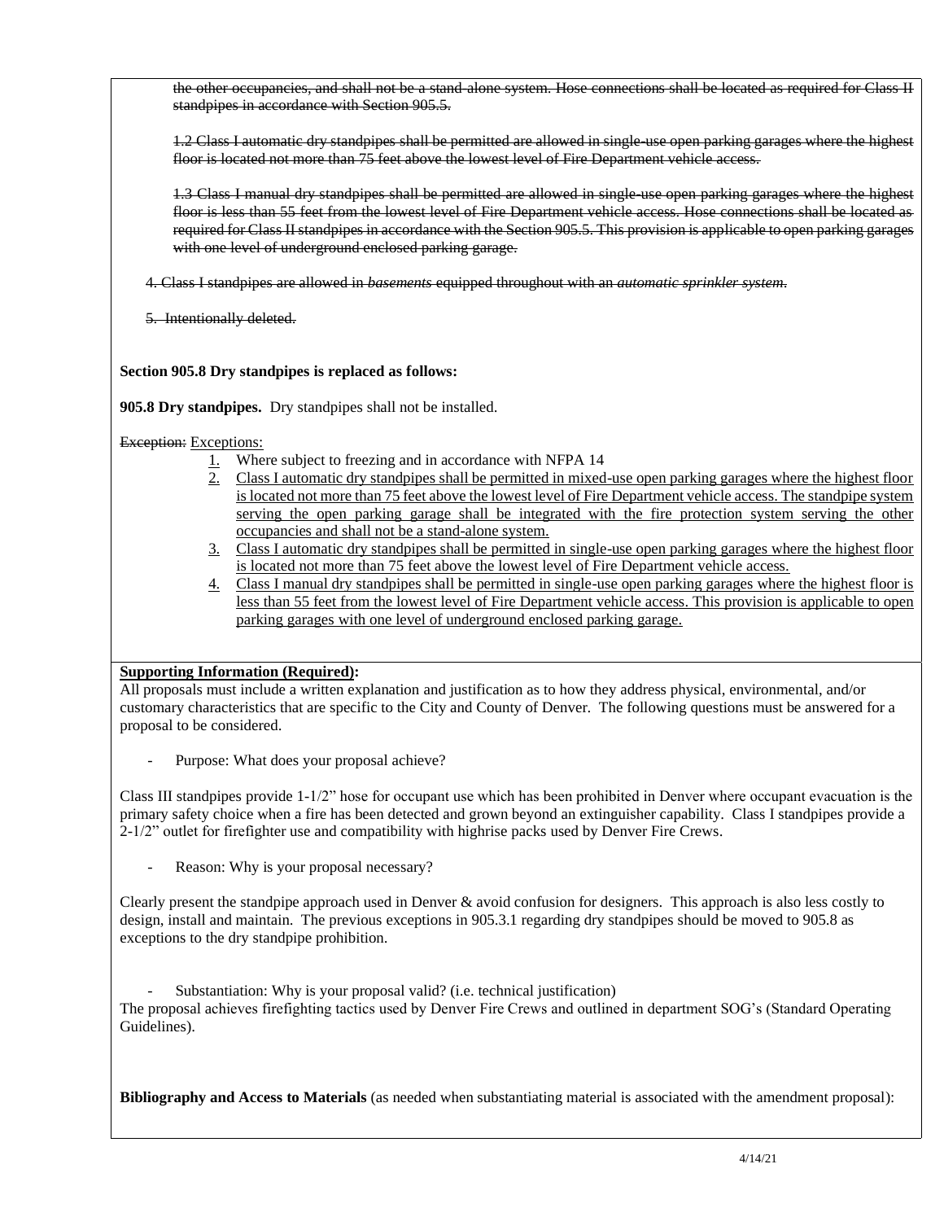~~the other occupancies, and shall not be a stand-alone system. Hose connections shall be located as required for Class II standpipes in accordance with Section 905.5.~~

~~1.2 Class I automatic dry standpipes shall be permitted are allowed in single-use open parking garages where the highest floor is located not more than 75 feet above the lowest level of Fire Department vehicle access.~~

~~1.3 Class I manual dry standpipes shall be permitted are allowed in single-use open parking garages where the highest floor is less than 55 feet from the lowest level of Fire Department vehicle access. Hose connections shall be located as required for Class II standpipes in accordance with the Section 905.5. This provision is applicable to open parking garages with one level of underground enclosed parking garage.~~

~~4. Class I standpipes are allowed in *basements* equipped throughout with an *automatic sprinkler system*.~~

~~5. Intentionally deleted.~~

**Section 905.8 Dry standpipes is replaced as follows:**

**905.8 Dry standpipes.** Dry standpipes shall not be installed.

~~Exception:~~ <u>Exceptions:</u>

1. Where subject to freezing and in accordance with NFPA 14
2. <u>Class I automatic dry standpipes shall be permitted in mixed-use open parking garages where the highest floor is located not more than 75 feet above the lowest level of Fire Department vehicle access. The standpipe system serving the open parking garage shall be integrated with the fire protection system serving the other occupancies and shall not be a stand-alone system.</u>
3. <u>Class I automatic dry standpipes shall be permitted in single-use open parking garages where the highest floor is located not more than 75 feet above the lowest level of Fire Department vehicle access.</u>
4. <u>Class I manual dry standpipes shall be permitted in single-use open parking garages where the highest floor is less than 55 feet from the lowest level of Fire Department vehicle access. This provision is applicable to open parking garages with one level of underground enclosed parking garage.</u>

**<u>Supporting Information (Required)</u>:**

All proposals must include a written explanation and justification as to how they address physical, environmental, and/or customary characteristics that are specific to the City and County of Denver. The following questions must be answered for a proposal to be considered.

- Purpose: What does your proposal achieve?

Class III standpipes provide 1-1/2" hose for occupant use which has been prohibited in Denver where occupant evacuation is the primary safety choice when a fire has been detected and grown beyond an extinguisher capability. Class I standpipes provide a 2-1/2" outlet for firefighter use and compatibility with highrise packs used by Denver Fire Crews.

- Reason: Why is your proposal necessary?

Clearly present the standpipe approach used in Denver & avoid confusion for designers. This approach is also less costly to design, install and maintain. The previous exceptions in 905.3.1 regarding dry standpipes should be moved to 905.8 as exceptions to the dry standpipe prohibition.

- Substantiation: Why is your proposal valid? (i.e. technical justification)

The proposal achieves firefighting tactics used by Denver Fire Crews and outlined in department SOG's (Standard Operating Guidelines).

**Bibliography and Access to Materials** (as needed when substantiating material is associated with the amendment proposal):

4/14/21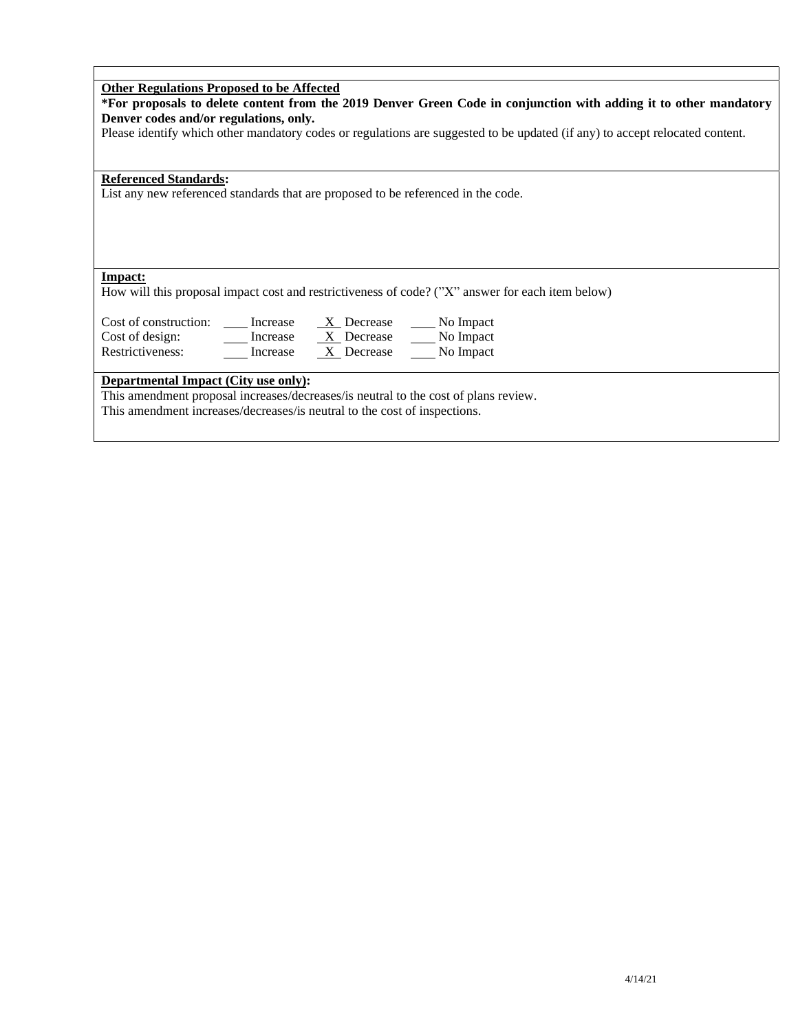**Other Regulations Proposed to be Affected**

**\*For proposals to delete content from the 2019 Denver Green Code in conjunction with adding it to other mandatory Denver codes and/or regulations, only.**

Please identify which other mandatory codes or regulations are suggested to be updated (if any) to accept relocated content.

**Referenced Standards:**

List any new referenced standards that are proposed to be referenced in the code.

**Impact:**

How will this proposal impact cost and restrictiveness of code? ("X" answer for each item below)

| | | | |
|---|---|---|---|
| Cost of construction: | ___ Increase | X Decrease | ___ No Impact |
| Cost of design: | ___ Increase | X Decrease | ___ No Impact |
| Restrictiveness: | ___ Increase | X Decrease | ___ No Impact |

**Departmental Impact (City use only):**

This amendment proposal increases/decreases/is neutral to the cost of plans review.

This amendment increases/decreases/is neutral to the cost of inspections.